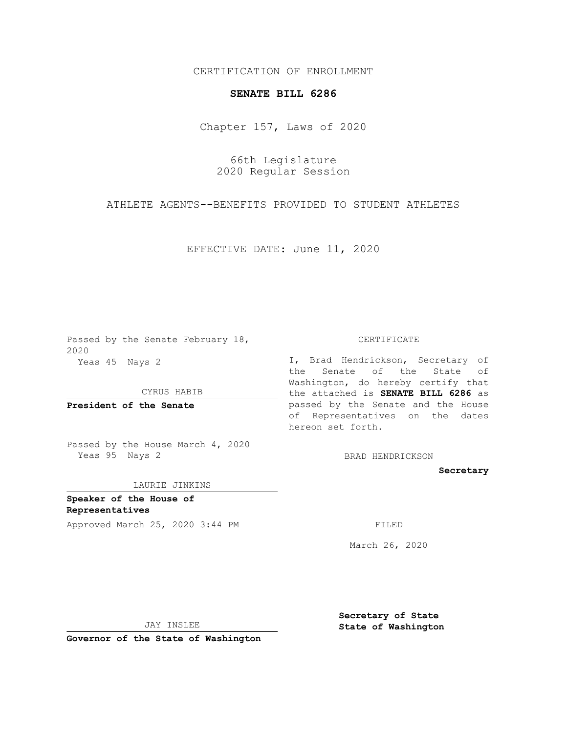CERTIFICATION OF ENROLLMENT

**SENATE BILL 6286**

Chapter 157, Laws of 2020

66th Legislature
2020 Regular Session

ATHLETE AGENTS--BENEFITS PROVIDED TO STUDENT ATHLETES

EFFECTIVE DATE: June 11, 2020

Passed by the Senate February 18, 2020
Yeas 45 Nays 2

CYRUS HABIB

**President of the Senate**

Passed by the House March 4, 2020
Yeas 95 Nays 2

LAURIE JINKINS

**Speaker of the House of Representatives**

Approved March 25, 2020 3:44 PM

JAY INSLEE

**Governor of the State of Washington**

CERTIFICATE

I, Brad Hendrickson, Secretary of the Senate of the State of Washington, do hereby certify that the attached is **SENATE BILL 6286** as passed by the Senate and the House of Representatives on the dates hereon set forth.

BRAD HENDRICKSON

**Secretary**

FILED

March 26, 2020

**Secretary of State**
**State of Washington**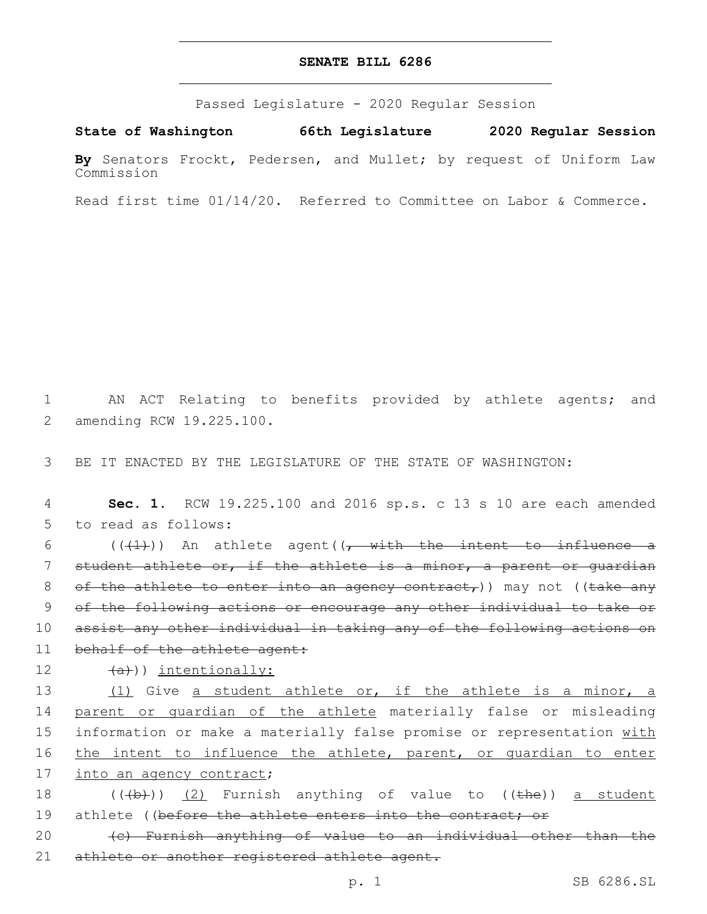# SENATE BILL 6286

Passed Legislature - 2020 Regular Session

**State of Washington 66th Legislature 2020 Regular Session**

**By** Senators Frockt, Pedersen, and Mullet; by request of Uniform Law Commission

Read first time 01/14/20. Referred to Committee on Labor & Commerce.

1 AN ACT Relating to benefits provided by athlete agents; and
2 amending RCW 19.225.100.

3 BE IT ENACTED BY THE LEGISLATURE OF THE STATE OF WASHINGTON:

4 **Sec. 1.** RCW 19.225.100 and 2016 sp.s. c 13 s 10 are each amended
5 to read as follows:

6 ((~~(1)~~)) An athlete agent((~~, with the intent to influence a~~
7 ~~student athlete or, if the athlete is a minor, a parent or guardian~~
8 ~~of the athlete to enter into an agency contract,~~)) may not ((~~take any~~
9 ~~of the following actions or encourage any other individual to take or~~
10 ~~assist any other individual in taking any of the following actions on~~
11 ~~behalf of the athlete agent:~~

12 ~~(a)~~)) <u>intentionally:</u>

13 <u>(1)</u> Give <u>a student athlete or, if the athlete is a minor, a</u>
14 <u>parent or guardian of the athlete</u> materially false or misleading
15 information or make a materially false promise or representation <u>with</u>
16 <u>the intent to influence the athlete, parent, or guardian to enter</u>
17 <u>into an agency contract</u>;

18 ((~~(b)~~)) <u>(2)</u> Furnish anything of value to ((~~the~~)) <u>a student</u>
19 athlete ((~~before the athlete enters into the contract; or~~

20 ~~(c) Furnish anything of value to an individual other than the~~
21 ~~athlete or another registered athlete agent.~~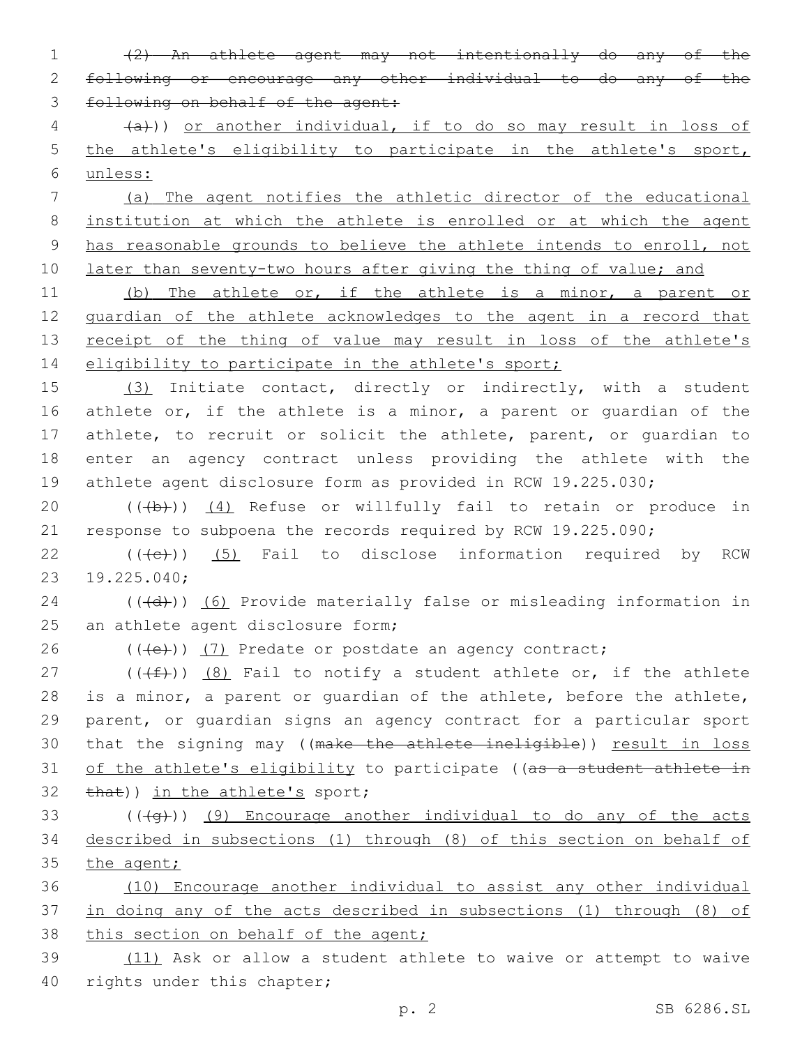~~(2) An athlete agent may not intentionally do any of the following or encourage any other individual to do any of the following on behalf of the agent:~~

~~(a)~~)) or another individual, if to do so may result in loss of the athlete's eligibility to participate in the athlete's sport, unless:

(a) The agent notifies the athletic director of the educational institution at which the athlete is enrolled or at which the agent has reasonable grounds to believe the athlete intends to enroll, not later than seventy-two hours after giving the thing of value; and

(b) The athlete or, if the athlete is a minor, a parent or guardian of the athlete acknowledges to the agent in a record that receipt of the thing of value may result in loss of the athlete's eligibility to participate in the athlete's sport;

(3) Initiate contact, directly or indirectly, with a student athlete or, if the athlete is a minor, a parent or guardian of the athlete, to recruit or solicit the athlete, parent, or guardian to enter an agency contract unless providing the athlete with the athlete agent disclosure form as provided in RCW 19.225.030;

((~~(b)~~)) (4) Refuse or willfully fail to retain or produce in response to subpoena the records required by RCW 19.225.090;

((~~(c)~~)) (5) Fail to disclose information required by RCW 19.225.040;

((~~(d)~~)) (6) Provide materially false or misleading information in an athlete agent disclosure form;

((~~(e)~~)) (7) Predate or postdate an agency contract;

((~~(f)~~)) (8) Fail to notify a student athlete or, if the athlete is a minor, a parent or guardian of the athlete, before the athlete, parent, or guardian signs an agency contract for a particular sport that the signing may ((~~make the athlete ineligible~~)) result in loss of the athlete's eligibility to participate ((~~as a student athlete in that~~)) in the athlete's sport;

((~~(g)~~)) (9) Encourage another individual to do any of the acts described in subsections (1) through (8) of this section on behalf of the agent;

(10) Encourage another individual to assist any other individual in doing any of the acts described in subsections (1) through (8) of this section on behalf of the agent;

(11) Ask or allow a student athlete to waive or attempt to waive rights under this chapter;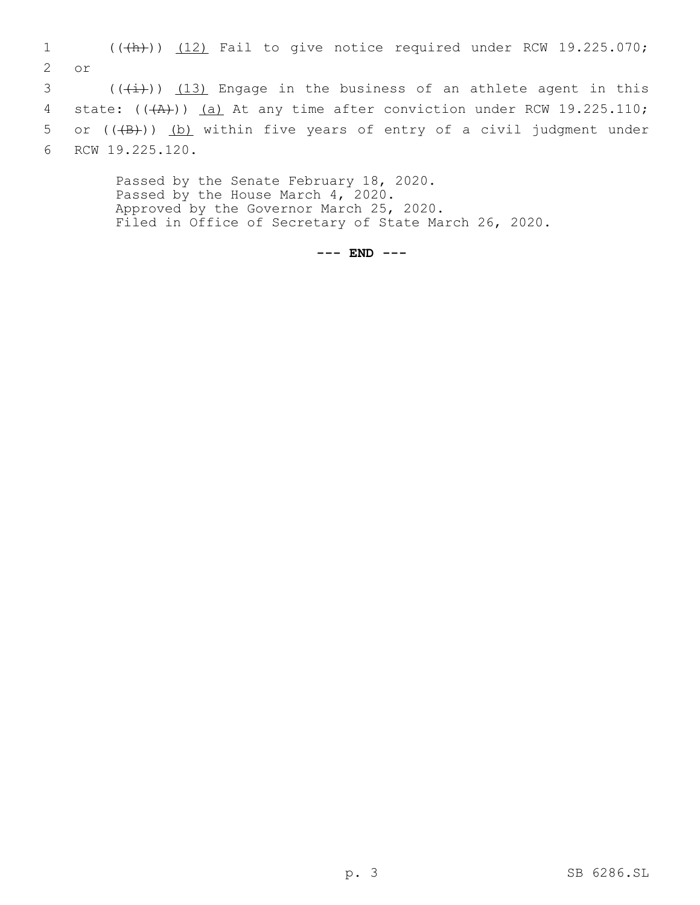(((h))) (12) Fail to give notice required under RCW 19.225.070; or

(((i))) (13) Engage in the business of an athlete agent in this state: (((A))) (a) At any time after conviction under RCW 19.225.110; or (((B))) (b) within five years of entry of a civil judgment under RCW 19.225.120.

Passed by the Senate February 18, 2020.
Passed by the House March 4, 2020.
Approved by the Governor March 25, 2020.
Filed in Office of Secretary of State March 26, 2020.

**--- END ---**